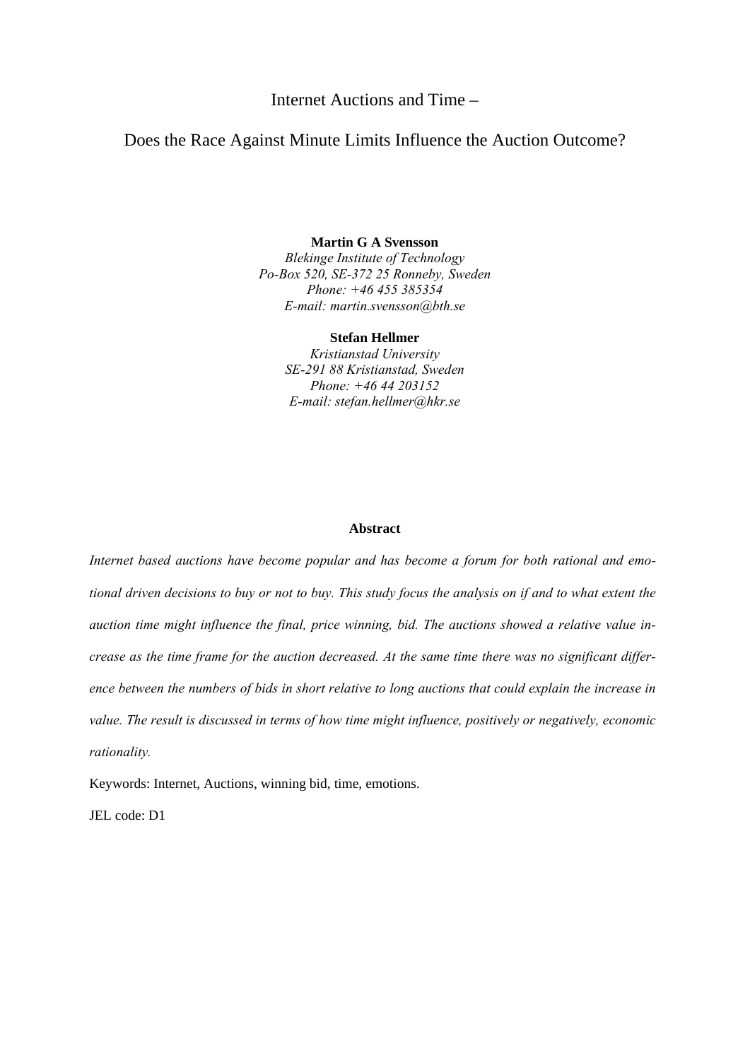# Internet Auctions and Time –

# Does the Race Against Minute Limits Influence the Auction Outcome?

**Martin G A Svensson**
*Blekinge Institute of Technology*
*Po-Box 520, SE-372 25 Ronneby, Sweden*
*Phone: +46 455 385354*
*E-mail: martin.svensson@bth.se*

**Stefan Hellmer**
*Kristianstad University*
*SE-291 88 Kristianstad, Sweden*
*Phone: +46 44 203152*
*E-mail: stefan.hellmer@hkr.se*

**Abstract**

*Internet based auctions have become popular and has become a forum for both rational and emotional driven decisions to buy or not to buy. This study focus the analysis on if and to what extent the auction time might influence the final, price winning, bid. The auctions showed a relative value increase as the time frame for the auction decreased. At the same time there was no significant difference between the numbers of bids in short relative to long auctions that could explain the increase in value. The result is discussed in terms of how time might influence, positively or negatively, economic rationality.*

Keywords: Internet, Auctions, winning bid, time, emotions.

JEL code: D1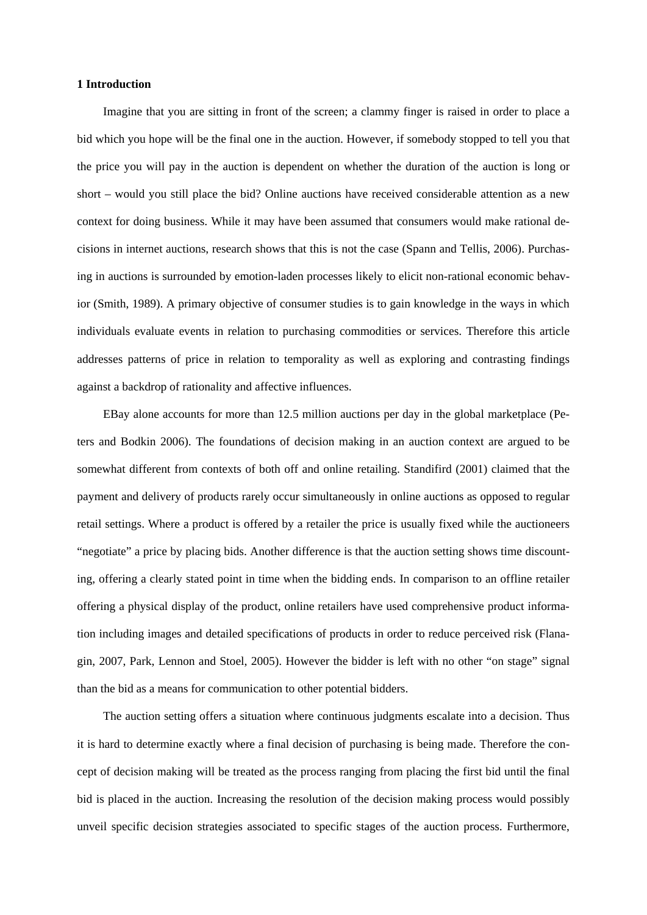## 1 Introduction

Imagine that you are sitting in front of the screen; a clammy finger is raised in order to place a bid which you hope will be the final one in the auction. However, if somebody stopped to tell you that the price you will pay in the auction is dependent on whether the duration of the auction is long or short – would you still place the bid? Online auctions have received considerable attention as a new context for doing business. While it may have been assumed that consumers would make rational decisions in internet auctions, research shows that this is not the case (Spann and Tellis, 2006). Purchasing in auctions is surrounded by emotion-laden processes likely to elicit non-rational economic behavior (Smith, 1989). A primary objective of consumer studies is to gain knowledge in the ways in which individuals evaluate events in relation to purchasing commodities or services. Therefore this article addresses patterns of price in relation to temporality as well as exploring and contrasting findings against a backdrop of rationality and affective influences.

EBay alone accounts for more than 12.5 million auctions per day in the global marketplace (Peters and Bodkin 2006). The foundations of decision making in an auction context are argued to be somewhat different from contexts of both off and online retailing. Standifird (2001) claimed that the payment and delivery of products rarely occur simultaneously in online auctions as opposed to regular retail settings. Where a product is offered by a retailer the price is usually fixed while the auctioneers "negotiate" a price by placing bids. Another difference is that the auction setting shows time discounting, offering a clearly stated point in time when the bidding ends. In comparison to an offline retailer offering a physical display of the product, online retailers have used comprehensive product information including images and detailed specifications of products in order to reduce perceived risk (Flanagin, 2007, Park, Lennon and Stoel, 2005). However the bidder is left with no other "on stage" signal than the bid as a means for communication to other potential bidders.

The auction setting offers a situation where continuous judgments escalate into a decision. Thus it is hard to determine exactly where a final decision of purchasing is being made. Therefore the concept of decision making will be treated as the process ranging from placing the first bid until the final bid is placed in the auction. Increasing the resolution of the decision making process would possibly unveil specific decision strategies associated to specific stages of the auction process. Furthermore,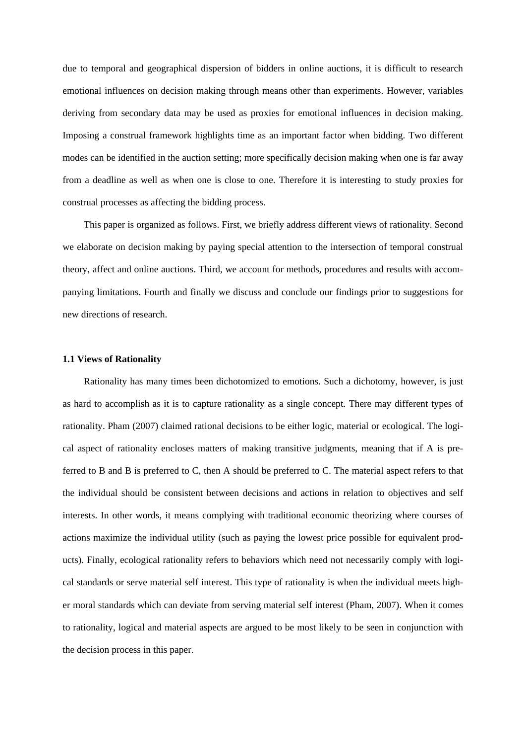due to temporal and geographical dispersion of bidders in online auctions, it is difficult to research emotional influences on decision making through means other than experiments. However, variables deriving from secondary data may be used as proxies for emotional influences in decision making. Imposing a construal framework highlights time as an important factor when bidding. Two different modes can be identified in the auction setting; more specifically decision making when one is far away from a deadline as well as when one is close to one. Therefore it is interesting to study proxies for construal processes as affecting the bidding process.

This paper is organized as follows. First, we briefly address different views of rationality. Second we elaborate on decision making by paying special attention to the intersection of temporal construal theory, affect and online auctions. Third, we account for methods, procedures and results with accompanying limitations. Fourth and finally we discuss and conclude our findings prior to suggestions for new directions of research.

### 1.1 Views of Rationality

Rationality has many times been dichotomized to emotions. Such a dichotomy, however, is just as hard to accomplish as it is to capture rationality as a single concept. There may different types of rationality. Pham (2007) claimed rational decisions to be either logic, material or ecological. The logical aspect of rationality encloses matters of making transitive judgments, meaning that if A is preferred to B and B is preferred to C, then A should be preferred to C. The material aspect refers to that the individual should be consistent between decisions and actions in relation to objectives and self interests. In other words, it means complying with traditional economic theorizing where courses of actions maximize the individual utility (such as paying the lowest price possible for equivalent products). Finally, ecological rationality refers to behaviors which need not necessarily comply with logical standards or serve material self interest. This type of rationality is when the individual meets higher moral standards which can deviate from serving material self interest (Pham, 2007). When it comes to rationality, logical and material aspects are argued to be most likely to be seen in conjunction with the decision process in this paper.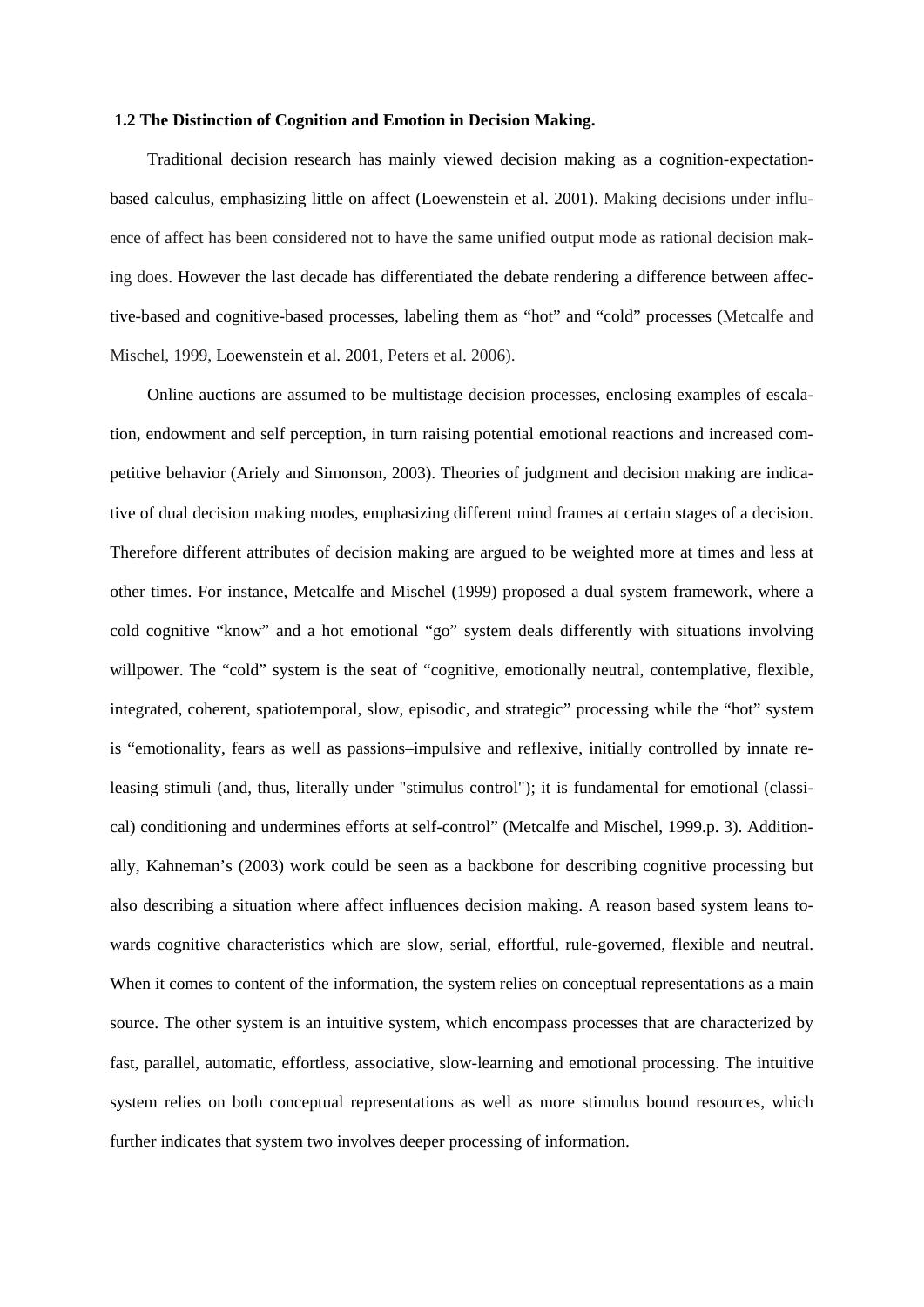### 1.2 The Distinction of Cognition and Emotion in Decision Making.

Traditional decision research has mainly viewed decision making as a cognition-expectation-based calculus, emphasizing little on affect (Loewenstein et al. 2001). Making decisions under influence of affect has been considered not to have the same unified output mode as rational decision making does. However the last decade has differentiated the debate rendering a difference between affective-based and cognitive-based processes, labeling them as "hot" and "cold" processes (Metcalfe and Mischel, 1999, Loewenstein et al. 2001, Peters et al. 2006).

Online auctions are assumed to be multistage decision processes, enclosing examples of escalation, endowment and self perception, in turn raising potential emotional reactions and increased competitive behavior (Ariely and Simonson, 2003). Theories of judgment and decision making are indicative of dual decision making modes, emphasizing different mind frames at certain stages of a decision. Therefore different attributes of decision making are argued to be weighted more at times and less at other times. For instance, Metcalfe and Mischel (1999) proposed a dual system framework, where a cold cognitive "know" and a hot emotional "go" system deals differently with situations involving willpower. The "cold" system is the seat of "cognitive, emotionally neutral, contemplative, flexible, integrated, coherent, spatiotemporal, slow, episodic, and strategic" processing while the "hot" system is "emotionality, fears as well as passions–impulsive and reflexive, initially controlled by innate releasing stimuli (and, thus, literally under "stimulus control"); it is fundamental for emotional (classical) conditioning and undermines efforts at self-control" (Metcalfe and Mischel, 1999.p. 3). Additionally, Kahneman's (2003) work could be seen as a backbone for describing cognitive processing but also describing a situation where affect influences decision making. A reason based system leans towards cognitive characteristics which are slow, serial, effortful, rule-governed, flexible and neutral. When it comes to content of the information, the system relies on conceptual representations as a main source. The other system is an intuitive system, which encompass processes that are characterized by fast, parallel, automatic, effortless, associative, slow-learning and emotional processing. The intuitive system relies on both conceptual representations as well as more stimulus bound resources, which further indicates that system two involves deeper processing of information.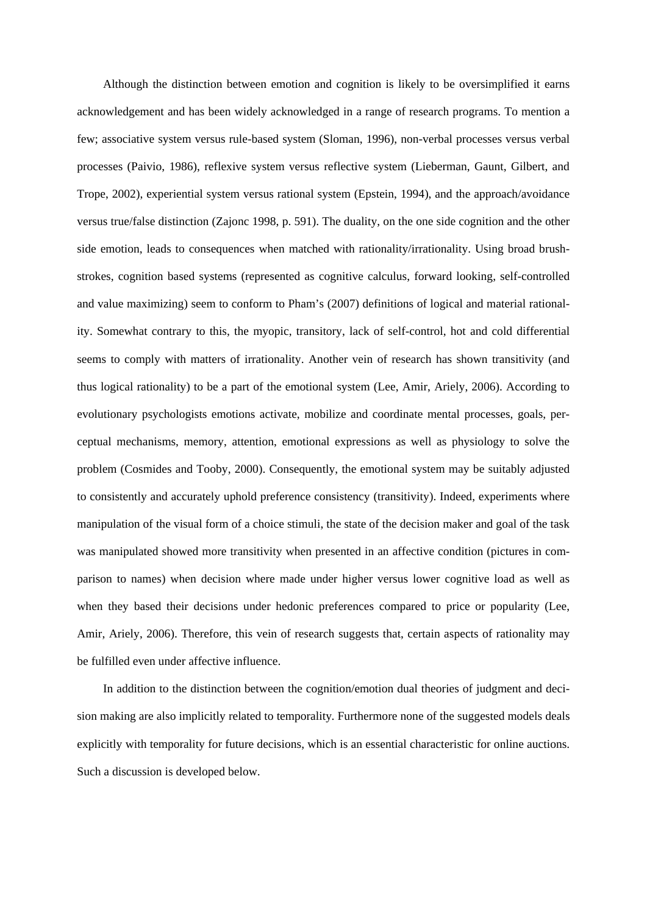Although the distinction between emotion and cognition is likely to be oversimplified it earns acknowledgement and has been widely acknowledged in a range of research programs. To mention a few; associative system versus rule-based system (Sloman, 1996), non-verbal processes versus verbal processes (Paivio, 1986), reflexive system versus reflective system (Lieberman, Gaunt, Gilbert, and Trope, 2002), experiential system versus rational system (Epstein, 1994), and the approach/avoidance versus true/false distinction (Zajonc 1998, p. 591). The duality, on the one side cognition and the other side emotion, leads to consequences when matched with rationality/irrationality. Using broad brush-strokes, cognition based systems (represented as cognitive calculus, forward looking, self-controlled and value maximizing) seem to conform to Pham's (2007) definitions of logical and material rationality. Somewhat contrary to this, the myopic, transitory, lack of self-control, hot and cold differential seems to comply with matters of irrationality. Another vein of research has shown transitivity (and thus logical rationality) to be a part of the emotional system (Lee, Amir, Ariely, 2006). According to evolutionary psychologists emotions activate, mobilize and coordinate mental processes, goals, perceptual mechanisms, memory, attention, emotional expressions as well as physiology to solve the problem (Cosmides and Tooby, 2000). Consequently, the emotional system may be suitably adjusted to consistently and accurately uphold preference consistency (transitivity). Indeed, experiments where manipulation of the visual form of a choice stimuli, the state of the decision maker and goal of the task was manipulated showed more transitivity when presented in an affective condition (pictures in comparison to names) when decision where made under higher versus lower cognitive load as well as when they based their decisions under hedonic preferences compared to price or popularity (Lee, Amir, Ariely, 2006). Therefore, this vein of research suggests that, certain aspects of rationality may be fulfilled even under affective influence.

In addition to the distinction between the cognition/emotion dual theories of judgment and decision making are also implicitly related to temporality. Furthermore none of the suggested models deals explicitly with temporality for future decisions, which is an essential characteristic for online auctions. Such a discussion is developed below.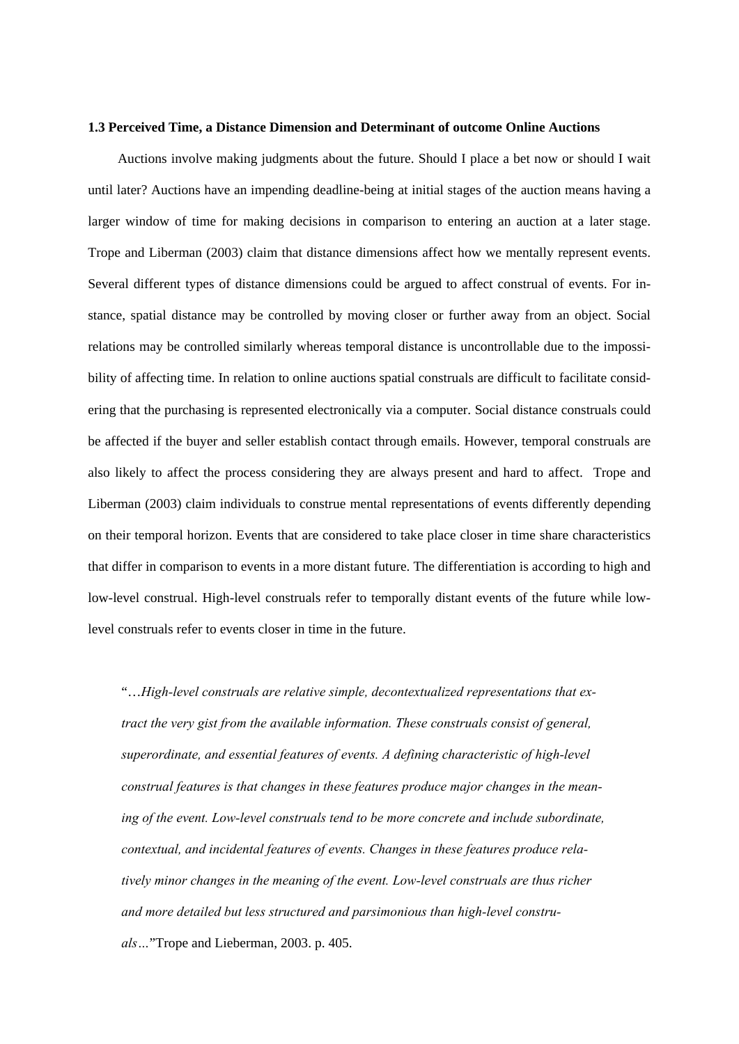### 1.3 Perceived Time, a Distance Dimension and Determinant of outcome Online Auctions

Auctions involve making judgments about the future. Should I place a bet now or should I wait until later? Auctions have an impending deadline-being at initial stages of the auction means having a larger window of time for making decisions in comparison to entering an auction at a later stage. Trope and Liberman (2003) claim that distance dimensions affect how we mentally represent events. Several different types of distance dimensions could be argued to affect construal of events. For instance, spatial distance may be controlled by moving closer or further away from an object. Social relations may be controlled similarly whereas temporal distance is uncontrollable due to the impossibility of affecting time. In relation to online auctions spatial construals are difficult to facilitate considering that the purchasing is represented electronically via a computer. Social distance construals could be affected if the buyer and seller establish contact through emails. However, temporal construals are also likely to affect the process considering they are always present and hard to affect. Trope and Liberman (2003) claim individuals to construe mental representations of events differently depending on their temporal horizon. Events that are considered to take place closer in time share characteristics that differ in comparison to events in a more distant future. The differentiation is according to high and low-level construal. High-level construals refer to temporally distant events of the future while low-level construals refer to events closer in time in the future.

> "…*High-level construals are relative simple, decontextualized representations that extract the very gist from the available information. These construals consist of general, superordinate, and essential features of events. A defining characteristic of high-level construal features is that changes in these features produce major changes in the meaning of the event. Low-level construals tend to be more concrete and include subordinate, contextual, and incidental features of events. Changes in these features produce relatively minor changes in the meaning of the event. Low-level construals are thus richer and more detailed but less structured and parsimonious than high-level construals…*"Trope and Lieberman, 2003. p. 405.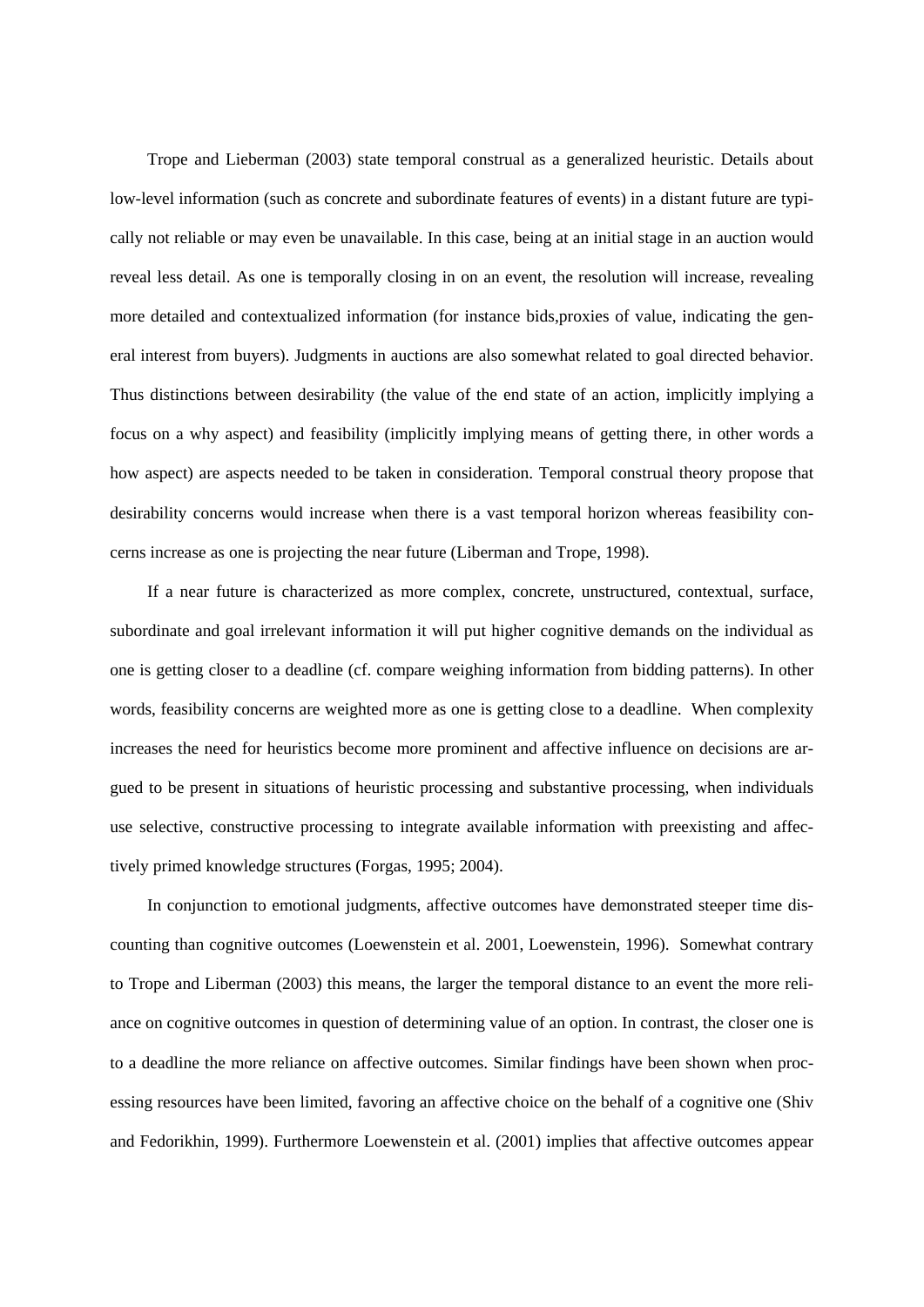Trope and Lieberman (2003) state temporal construal as a generalized heuristic. Details about low-level information (such as concrete and subordinate features of events) in a distant future are typically not reliable or may even be unavailable. In this case, being at an initial stage in an auction would reveal less detail. As one is temporally closing in on an event, the resolution will increase, revealing more detailed and contextualized information (for instance bids,proxies of value, indicating the general interest from buyers). Judgments in auctions are also somewhat related to goal directed behavior. Thus distinctions between desirability (the value of the end state of an action, implicitly implying a focus on a why aspect) and feasibility (implicitly implying means of getting there, in other words a how aspect) are aspects needed to be taken in consideration. Temporal construal theory propose that desirability concerns would increase when there is a vast temporal horizon whereas feasibility concerns increase as one is projecting the near future (Liberman and Trope, 1998).

If a near future is characterized as more complex, concrete, unstructured, contextual, surface, subordinate and goal irrelevant information it will put higher cognitive demands on the individual as one is getting closer to a deadline (cf. compare weighing information from bidding patterns). In other words, feasibility concerns are weighted more as one is getting close to a deadline. When complexity increases the need for heuristics become more prominent and affective influence on decisions are argued to be present in situations of heuristic processing and substantive processing, when individuals use selective, constructive processing to integrate available information with preexisting and affectively primed knowledge structures (Forgas, 1995; 2004).

In conjunction to emotional judgments, affective outcomes have demonstrated steeper time discounting than cognitive outcomes (Loewenstein et al. 2001, Loewenstein, 1996). Somewhat contrary to Trope and Liberman (2003) this means, the larger the temporal distance to an event the more reliance on cognitive outcomes in question of determining value of an option. In contrast, the closer one is to a deadline the more reliance on affective outcomes. Similar findings have been shown when processing resources have been limited, favoring an affective choice on the behalf of a cognitive one (Shiv and Fedorikhin, 1999). Furthermore Loewenstein et al. (2001) implies that affective outcomes appear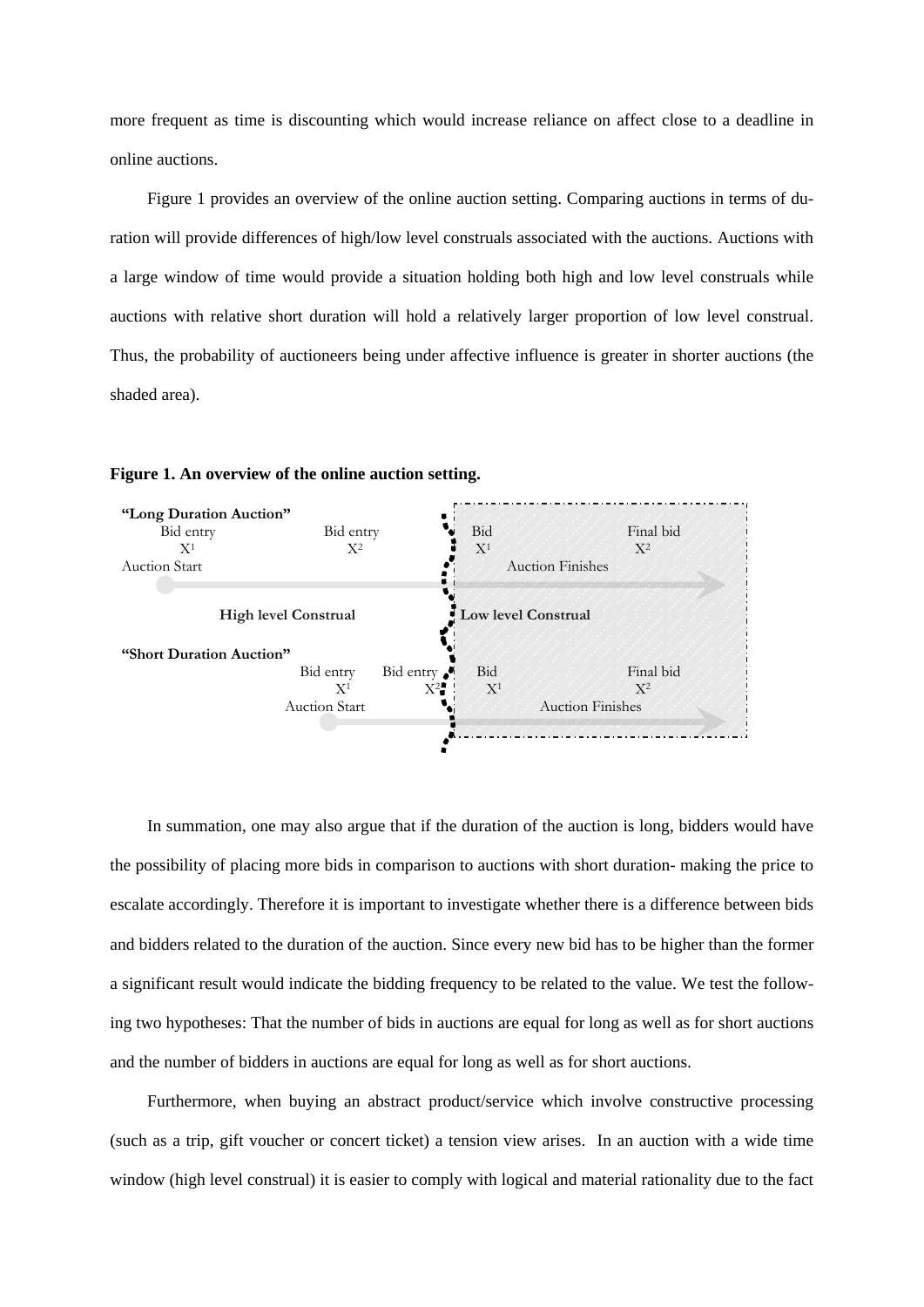more frequent as time is discounting which would increase reliance on affect close to a deadline in online auctions.

Figure 1 provides an overview of the online auction setting. Comparing auctions in terms of duration will provide differences of high/low level construals associated with the auctions. Auctions with a large window of time would provide a situation holding both high and low level construals while auctions with relative short duration will hold a relatively larger proportion of low level construal. Thus, the probability of auctioneers being under affective influence is greater in shorter auctions (the shaded area).

**Figure 1. An overview of the online auction setting.**

In summation, one may also argue that if the duration of the auction is long, bidders would have the possibility of placing more bids in comparison to auctions with short duration- making the price to escalate accordingly. Therefore it is important to investigate whether there is a difference between bids and bidders related to the duration of the auction. Since every new bid has to be higher than the former a significant result would indicate the bidding frequency to be related to the value. We test the following two hypotheses: That the number of bids in auctions are equal for long as well as for short auctions and the number of bidders in auctions are equal for long as well as for short auctions.

Furthermore, when buying an abstract product/service which involve constructive processing (such as a trip, gift voucher or concert ticket) a tension view arises. In an auction with a wide time window (high level construal) it is easier to comply with logical and material rationality due to the fact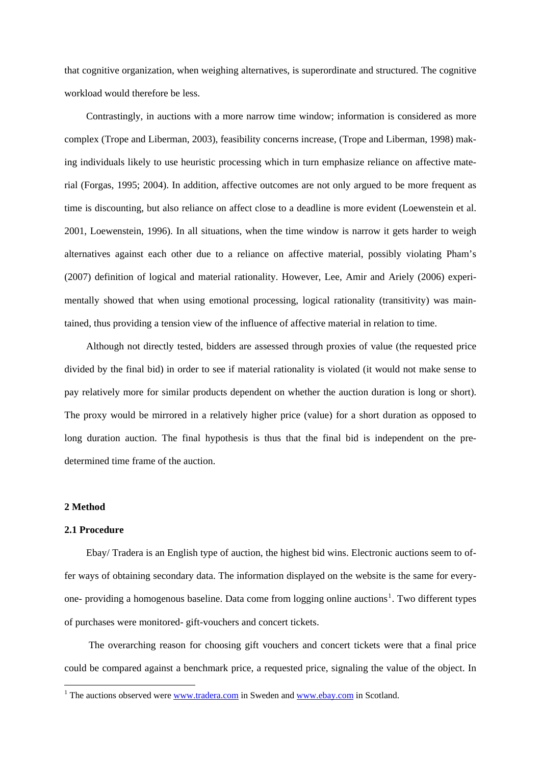that cognitive organization, when weighing alternatives, is superordinate and structured. The cognitive workload would therefore be less.

Contrastingly, in auctions with a more narrow time window; information is considered as more complex (Trope and Liberman, 2003), feasibility concerns increase, (Trope and Liberman, 1998) making individuals likely to use heuristic processing which in turn emphasize reliance on affective material (Forgas, 1995; 2004). In addition, affective outcomes are not only argued to be more frequent as time is discounting, but also reliance on affect close to a deadline is more evident (Loewenstein et al. 2001, Loewenstein, 1996). In all situations, when the time window is narrow it gets harder to weigh alternatives against each other due to a reliance on affective material, possibly violating Pham's (2007) definition of logical and material rationality. However, Lee, Amir and Ariely (2006) experimentally showed that when using emotional processing, logical rationality (transitivity) was maintained, thus providing a tension view of the influence of affective material in relation to time.

Although not directly tested, bidders are assessed through proxies of value (the requested price divided by the final bid) in order to see if material rationality is violated (it would not make sense to pay relatively more for similar products dependent on whether the auction duration is long or short). The proxy would be mirrored in a relatively higher price (value) for a short duration as opposed to long duration auction. The final hypothesis is thus that the final bid is independent on the pre-determined time frame of the auction.

## 2 Method

### 2.1 Procedure

Ebay/ Tradera is an English type of auction, the highest bid wins. Electronic auctions seem to offer ways of obtaining secondary data. The information displayed on the website is the same for everyone- providing a homogenous baseline. Data come from logging online auctions[1]. Two different types of purchases were monitored- gift-vouchers and concert tickets.

The overarching reason for choosing gift vouchers and concert tickets were that a final price could be compared against a benchmark price, a requested price, signaling the value of the object. In

[1] The auctions observed were www.tradera.com in Sweden and www.ebay.com in Scotland.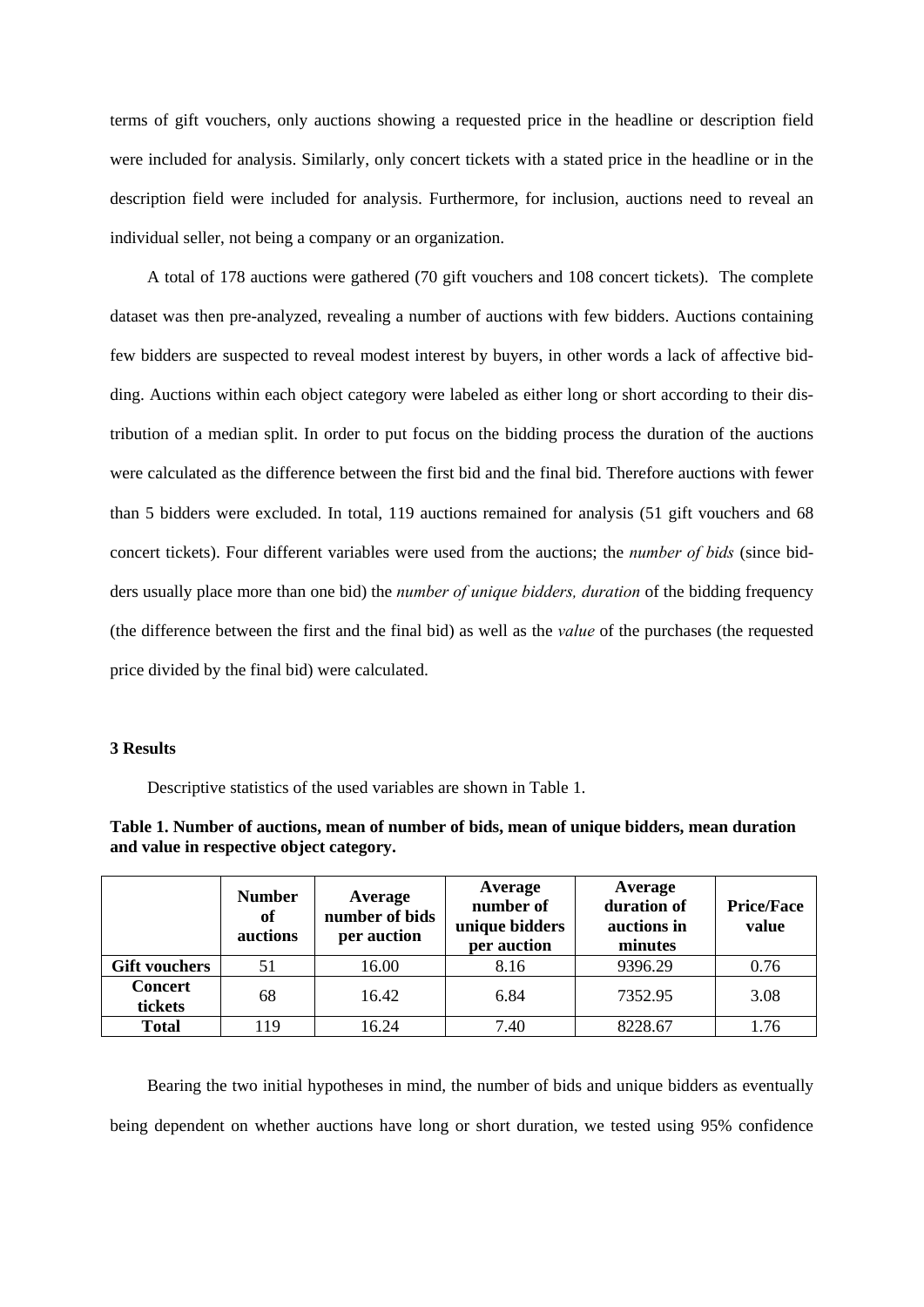terms of gift vouchers, only auctions showing a requested price in the headline or description field were included for analysis. Similarly, only concert tickets with a stated price in the headline or in the description field were included for analysis. Furthermore, for inclusion, auctions need to reveal an individual seller, not being a company or an organization.

A total of 178 auctions were gathered (70 gift vouchers and 108 concert tickets). The complete dataset was then pre-analyzed, revealing a number of auctions with few bidders. Auctions containing few bidders are suspected to reveal modest interest by buyers, in other words a lack of affective bidding. Auctions within each object category were labeled as either long or short according to their distribution of a median split. In order to put focus on the bidding process the duration of the auctions were calculated as the difference between the first bid and the final bid. Therefore auctions with fewer than 5 bidders were excluded. In total, 119 auctions remained for analysis (51 gift vouchers and 68 concert tickets). Four different variables were used from the auctions; the *number of bids* (since bidders usually place more than one bid) the *number of unique bidders, duration* of the bidding frequency (the difference between the first and the final bid) as well as the *value* of the purchases (the requested price divided by the final bid) were calculated.

### 3 Results

Descriptive statistics of the used variables are shown in Table 1.

**Table 1. Number of auctions, mean of number of bids, mean of unique bidders, mean duration and value in respective object category.**

| | Number of auctions | Average number of bids per auction | Average number of unique bidders per auction | Average duration of auctions in minutes | Price/Face value |
|---|---|---|---|---|---|
| **Gift vouchers** | 51 | 16.00 | 8.16 | 9396.29 | 0.76 |
| **Concert tickets** | 68 | 16.42 | 6.84 | 7352.95 | 3.08 |
| **Total** | 119 | 16.24 | 7.40 | 8228.67 | 1.76 |

Bearing the two initial hypotheses in mind, the number of bids and unique bidders as eventually being dependent on whether auctions have long or short duration, we tested using 95% confidence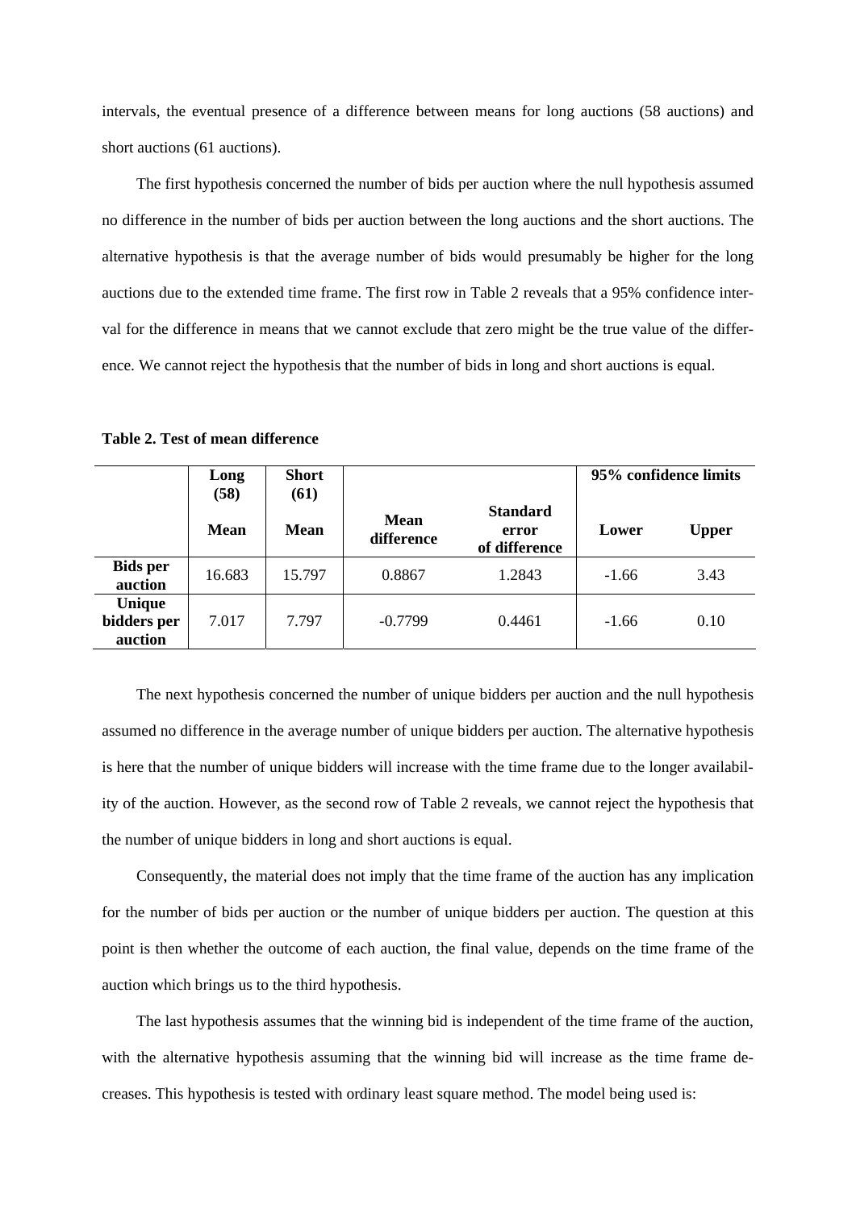intervals, the eventual presence of a difference between means for long auctions (58 auctions) and short auctions (61 auctions).

The first hypothesis concerned the number of bids per auction where the null hypothesis assumed no difference in the number of bids per auction between the long auctions and the short auctions. The alternative hypothesis is that the average number of bids would presumably be higher for the long auctions due to the extended time frame. The first row in Table 2 reveals that a 95% confidence interval for the difference in means that we cannot exclude that zero might be the true value of the difference. We cannot reject the hypothesis that the number of bids in long and short auctions is equal.

**Table 2. Test of mean difference**

| | Long (58) | Short (61) | | | 95% confidence limits | |
|---|---|---|---|---|---|---|
| | **Mean** | **Mean** | **Mean difference** | **Standard error of difference** | **Lower** | **Upper** |
| **Bids per auction** | 16.683 | 15.797 | 0.8867 | 1.2843 | -1.66 | 3.43 |
| **Unique bidders per auction** | 7.017 | 7.797 | -0.7799 | 0.4461 | -1.66 | 0.10 |

The next hypothesis concerned the number of unique bidders per auction and the null hypothesis assumed no difference in the average number of unique bidders per auction. The alternative hypothesis is here that the number of unique bidders will increase with the time frame due to the longer availability of the auction. However, as the second row of Table 2 reveals, we cannot reject the hypothesis that the number of unique bidders in long and short auctions is equal.

Consequently, the material does not imply that the time frame of the auction has any implication for the number of bids per auction or the number of unique bidders per auction. The question at this point is then whether the outcome of each auction, the final value, depends on the time frame of the auction which brings us to the third hypothesis.

The last hypothesis assumes that the winning bid is independent of the time frame of the auction, with the alternative hypothesis assuming that the winning bid will increase as the time frame decreases. This hypothesis is tested with ordinary least square method. The model being used is: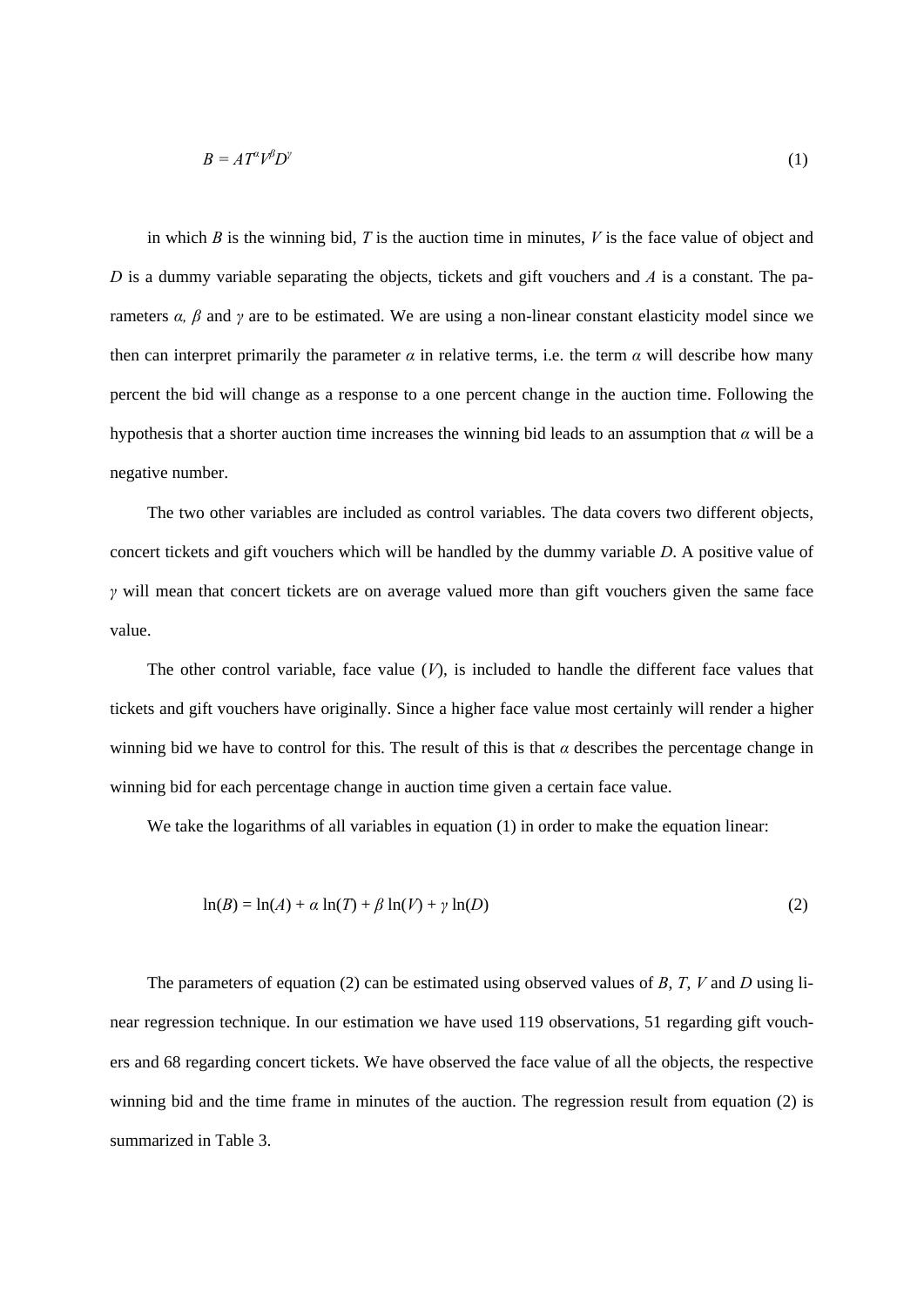$$B = AT^{\alpha}V^{\beta}D^{\gamma} \tag{1}$$

in which $B$ is the winning bid, $T$ is the auction time in minutes, $V$ is the face value of object and $D$ is a dummy variable separating the objects, tickets and gift vouchers and $A$ is a constant. The parameters $\alpha$, $\beta$ and $\gamma$ are to be estimated. We are using a non-linear constant elasticity model since we then can interpret primarily the parameter $\alpha$ in relative terms, i.e. the term $\alpha$ will describe how many percent the bid will change as a response to a one percent change in the auction time. Following the hypothesis that a shorter auction time increases the winning bid leads to an assumption that $\alpha$ will be a negative number.

The two other variables are included as control variables. The data covers two different objects, concert tickets and gift vouchers which will be handled by the dummy variable $D$. A positive value of $\gamma$ will mean that concert tickets are on average valued more than gift vouchers given the same face value.

The other control variable, face value ($V$), is included to handle the different face values that tickets and gift vouchers have originally. Since a higher face value most certainly will render a higher winning bid we have to control for this. The result of this is that $\alpha$ describes the percentage change in winning bid for each percentage change in auction time given a certain face value.

We take the logarithms of all variables in equation (1) in order to make the equation linear:

$$\ln(B) = \ln(A) + \alpha \ln(T) + \beta \ln(V) + \gamma \ln(D) \tag{2}$$

The parameters of equation (2) can be estimated using observed values of $B$, $T$, $V$ and $D$ using linear regression technique. In our estimation we have used 119 observations, 51 regarding gift vouchers and 68 regarding concert tickets. We have observed the face value of all the objects, the respective winning bid and the time frame in minutes of the auction. The regression result from equation (2) is summarized in Table 3.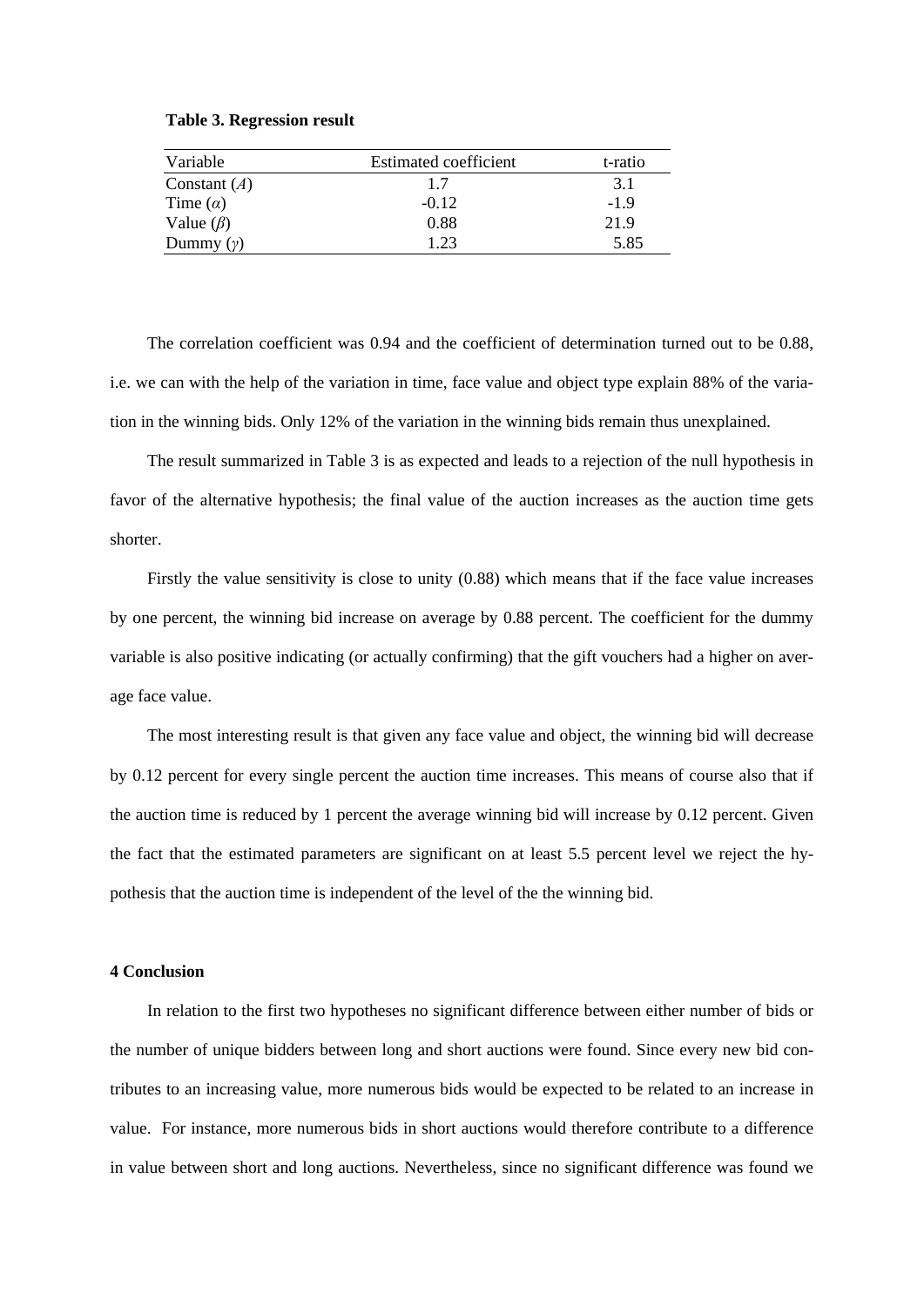**Table 3. Regression result**

| Variable | Estimated coefficient | t-ratio |
|---|---|---|
| Constant (*A*) | 1.7 | 3.1 |
| Time ($\alpha$) | -0.12 | -1.9 |
| Value ($\beta$) | 0.88 | 21.9 |
| Dummy ($\gamma$) | 1.23 | 5.85 |

The correlation coefficient was 0.94 and the coefficient of determination turned out to be 0.88, i.e. we can with the help of the variation in time, face value and object type explain 88% of the variation in the winning bids. Only 12% of the variation in the winning bids remain thus unexplained.

The result summarized in Table 3 is as expected and leads to a rejection of the null hypothesis in favor of the alternative hypothesis; the final value of the auction increases as the auction time gets shorter.

Firstly the value sensitivity is close to unity (0.88) which means that if the face value increases by one percent, the winning bid increase on average by 0.88 percent. The coefficient for the dummy variable is also positive indicating (or actually confirming) that the gift vouchers had a higher on average face value.

The most interesting result is that given any face value and object, the winning bid will decrease by 0.12 percent for every single percent the auction time increases. This means of course also that if the auction time is reduced by 1 percent the average winning bid will increase by 0.12 percent. Given the fact that the estimated parameters are significant on at least 5.5 percent level we reject the hypothesis that the auction time is independent of the level of the the winning bid.

### 4 Conclusion

In relation to the first two hypotheses no significant difference between either number of bids or the number of unique bidders between long and short auctions were found. Since every new bid contributes to an increasing value, more numerous bids would be expected to be related to an increase in value. For instance, more numerous bids in short auctions would therefore contribute to a difference in value between short and long auctions. Nevertheless, since no significant difference was found we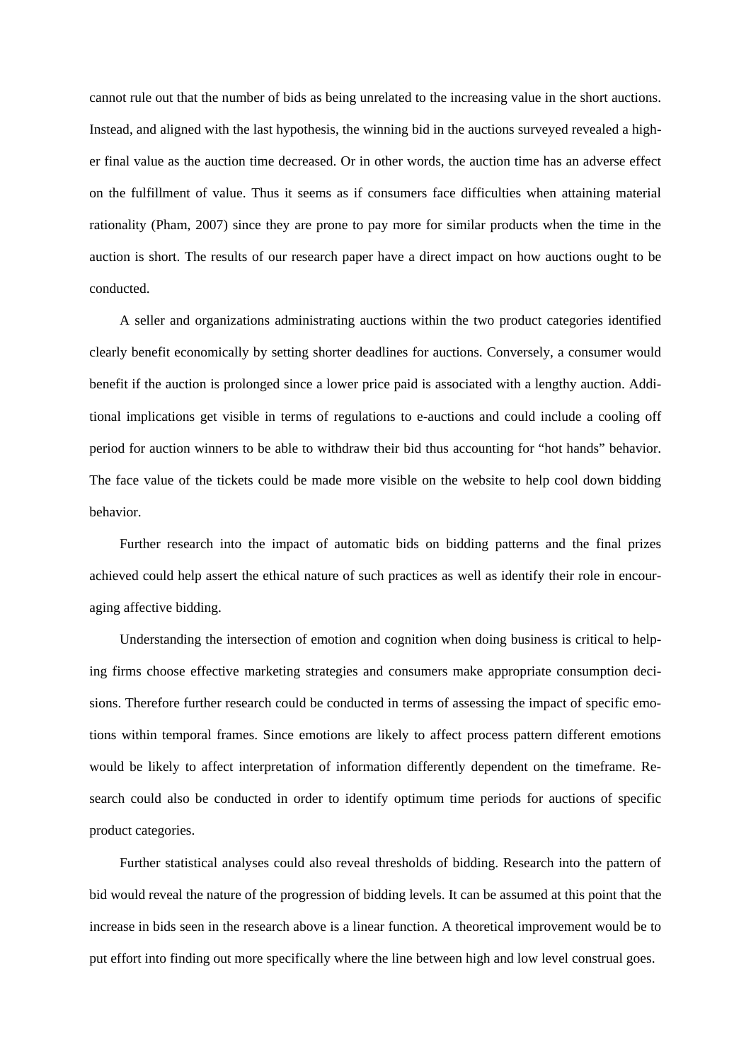cannot rule out that the number of bids as being unrelated to the increasing value in the short auctions. Instead, and aligned with the last hypothesis, the winning bid in the auctions surveyed revealed a higher final value as the auction time decreased. Or in other words, the auction time has an adverse effect on the fulfillment of value. Thus it seems as if consumers face difficulties when attaining material rationality (Pham, 2007) since they are prone to pay more for similar products when the time in the auction is short. The results of our research paper have a direct impact on how auctions ought to be conducted.

A seller and organizations administrating auctions within the two product categories identified clearly benefit economically by setting shorter deadlines for auctions. Conversely, a consumer would benefit if the auction is prolonged since a lower price paid is associated with a lengthy auction. Additional implications get visible in terms of regulations to e-auctions and could include a cooling off period for auction winners to be able to withdraw their bid thus accounting for "hot hands" behavior. The face value of the tickets could be made more visible on the website to help cool down bidding behavior.

Further research into the impact of automatic bids on bidding patterns and the final prizes achieved could help assert the ethical nature of such practices as well as identify their role in encouraging affective bidding.

Understanding the intersection of emotion and cognition when doing business is critical to helping firms choose effective marketing strategies and consumers make appropriate consumption decisions. Therefore further research could be conducted in terms of assessing the impact of specific emotions within temporal frames. Since emotions are likely to affect process pattern different emotions would be likely to affect interpretation of information differently dependent on the timeframe. Research could also be conducted in order to identify optimum time periods for auctions of specific product categories.

Further statistical analyses could also reveal thresholds of bidding. Research into the pattern of bid would reveal the nature of the progression of bidding levels. It can be assumed at this point that the increase in bids seen in the research above is a linear function. A theoretical improvement would be to put effort into finding out more specifically where the line between high and low level construal goes.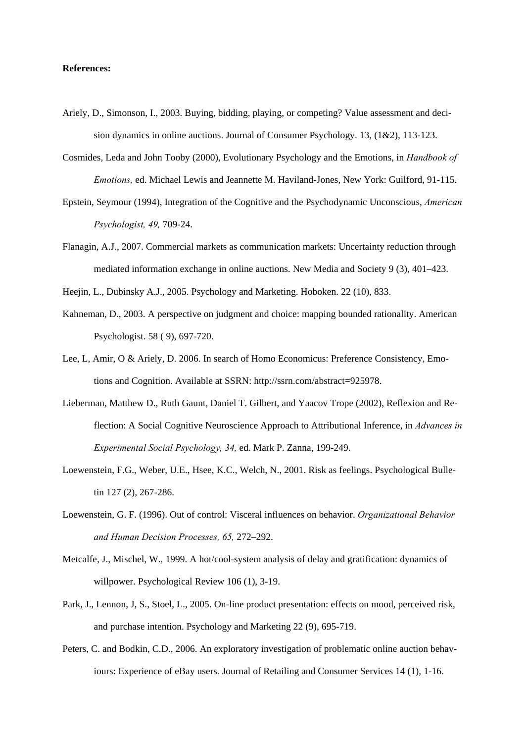**References:**

Ariely, D., Simonson, I., 2003. Buying, bidding, playing, or competing? Value assessment and decision dynamics in online auctions. Journal of Consumer Psychology. 13, (1&2), 113-123.

Cosmides, Leda and John Tooby (2000), Evolutionary Psychology and the Emotions, in *Handbook of Emotions,* ed. Michael Lewis and Jeannette M. Haviland-Jones, New York: Guilford, 91-115.

Epstein, Seymour (1994), Integration of the Cognitive and the Psychodynamic Unconscious, *American Psychologist, 49,* 709-24.

Flanagin, A.J., 2007. Commercial markets as communication markets: Uncertainty reduction through mediated information exchange in online auctions. New Media and Society 9 (3), 401–423.

Heejin, L., Dubinsky A.J., 2005. Psychology and Marketing. Hoboken. 22 (10), 833.

Kahneman, D., 2003. A perspective on judgment and choice: mapping bounded rationality. American Psychologist. 58 ( 9), 697-720.

Lee, L, Amir, O & Ariely, D. 2006. In search of Homo Economicus: Preference Consistency, Emotions and Cognition. Available at SSRN: http://ssrn.com/abstract=925978.

Lieberman, Matthew D., Ruth Gaunt, Daniel T. Gilbert, and Yaacov Trope (2002), Reflexion and Reflection: A Social Cognitive Neuroscience Approach to Attributional Inference, in *Advances in Experimental Social Psychology, 34,* ed. Mark P. Zanna, 199-249.

Loewenstein, F.G., Weber, U.E., Hsee, K.C., Welch, N., 2001. Risk as feelings. Psychological Bulletin 127 (2), 267-286.

Loewenstein, G. F. (1996). Out of control: Visceral influences on behavior. *Organizational Behavior and Human Decision Processes, 65,* 272–292.

Metcalfe, J., Mischel, W., 1999. A hot/cool-system analysis of delay and gratification: dynamics of willpower. Psychological Review 106 (1), 3-19.

Park, J., Lennon, J, S., Stoel, L., 2005. On-line product presentation: effects on mood, perceived risk, and purchase intention. Psychology and Marketing 22 (9), 695-719.

Peters, C. and Bodkin, C.D., 2006. An exploratory investigation of problematic online auction behaviours: Experience of eBay users. Journal of Retailing and Consumer Services 14 (1), 1-16.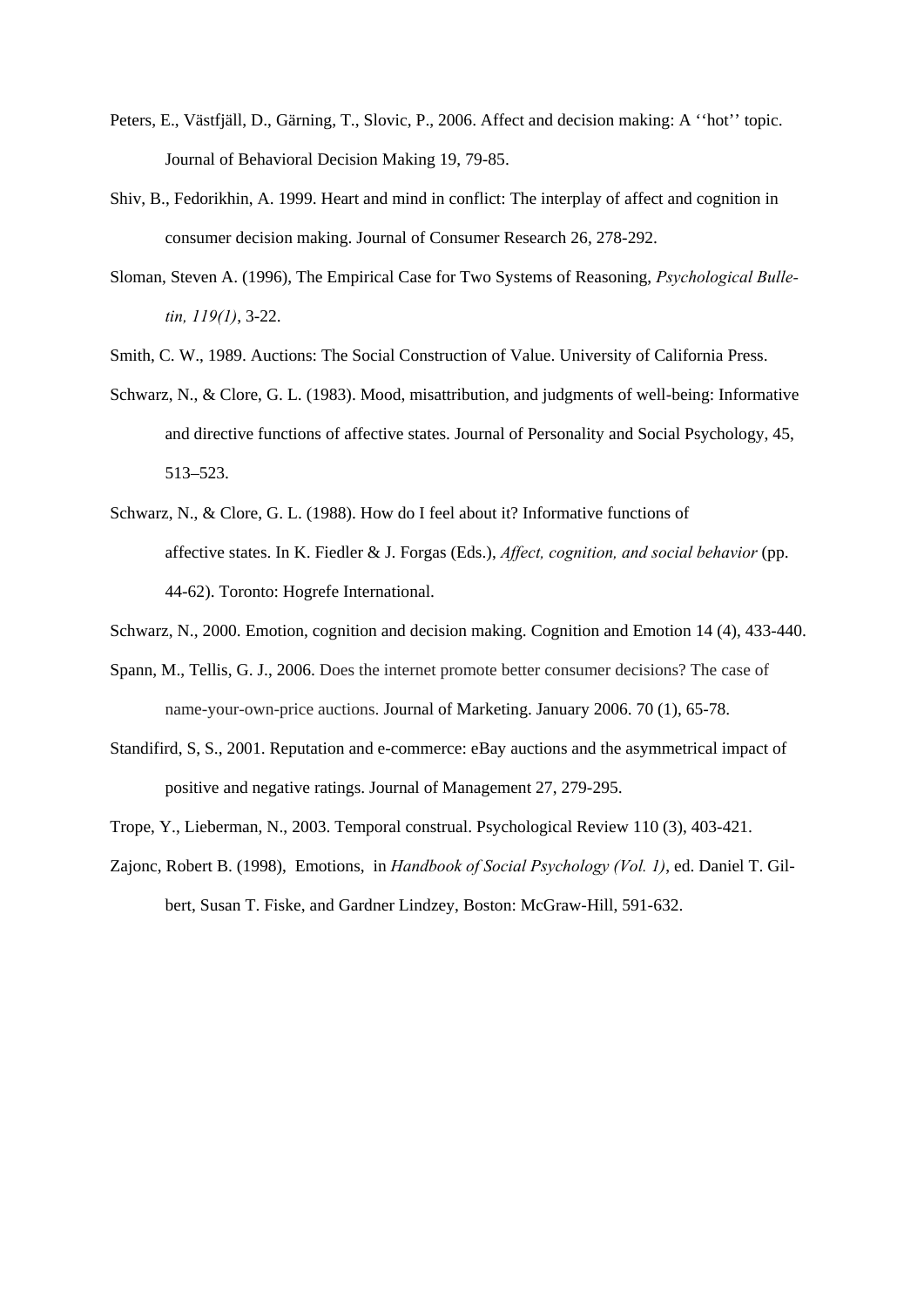Peters, E., Västfjäll, D., Gärning, T., Slovic, P., 2006. Affect and decision making: A ‘‘hot’’ topic. Journal of Behavioral Decision Making 19, 79-85.

Shiv, B., Fedorikhin, A. 1999. Heart and mind in conflict: The interplay of affect and cognition in consumer decision making. Journal of Consumer Research 26, 278-292.

Sloman, Steven A. (1996), The Empirical Case for Two Systems of Reasoning, *Psychological Bulletin, 119(1)*, 3-22.

Smith, C. W., 1989. Auctions: The Social Construction of Value. University of California Press.

Schwarz, N., & Clore, G. L. (1983). Mood, misattribution, and judgments of well-being: Informative and directive functions of affective states. Journal of Personality and Social Psychology, 45, 513–523.

Schwarz, N., & Clore, G. L. (1988). How do I feel about it? Informative functions of affective states. In K. Fiedler & J. Forgas (Eds.), *Affect, cognition, and social behavior* (pp. 44-62). Toronto: Hogrefe International.

Schwarz, N., 2000. Emotion, cognition and decision making. Cognition and Emotion 14 (4), 433-440.

Spann, M., Tellis, G. J., 2006. Does the internet promote better consumer decisions? The case of name-your-own-price auctions. Journal of Marketing. January 2006. 70 (1), 65-78.

Standifird, S, S., 2001. Reputation and e-commerce: eBay auctions and the asymmetrical impact of positive and negative ratings. Journal of Management 27, 279-295.

Trope, Y., Lieberman, N., 2003. Temporal construal. Psychological Review 110 (3), 403-421.

Zajonc, Robert B. (1998), Emotions, in *Handbook of Social Psychology (Vol. 1)*, ed. Daniel T. Gilbert, Susan T. Fiske, and Gardner Lindzey, Boston: McGraw-Hill, 591-632.